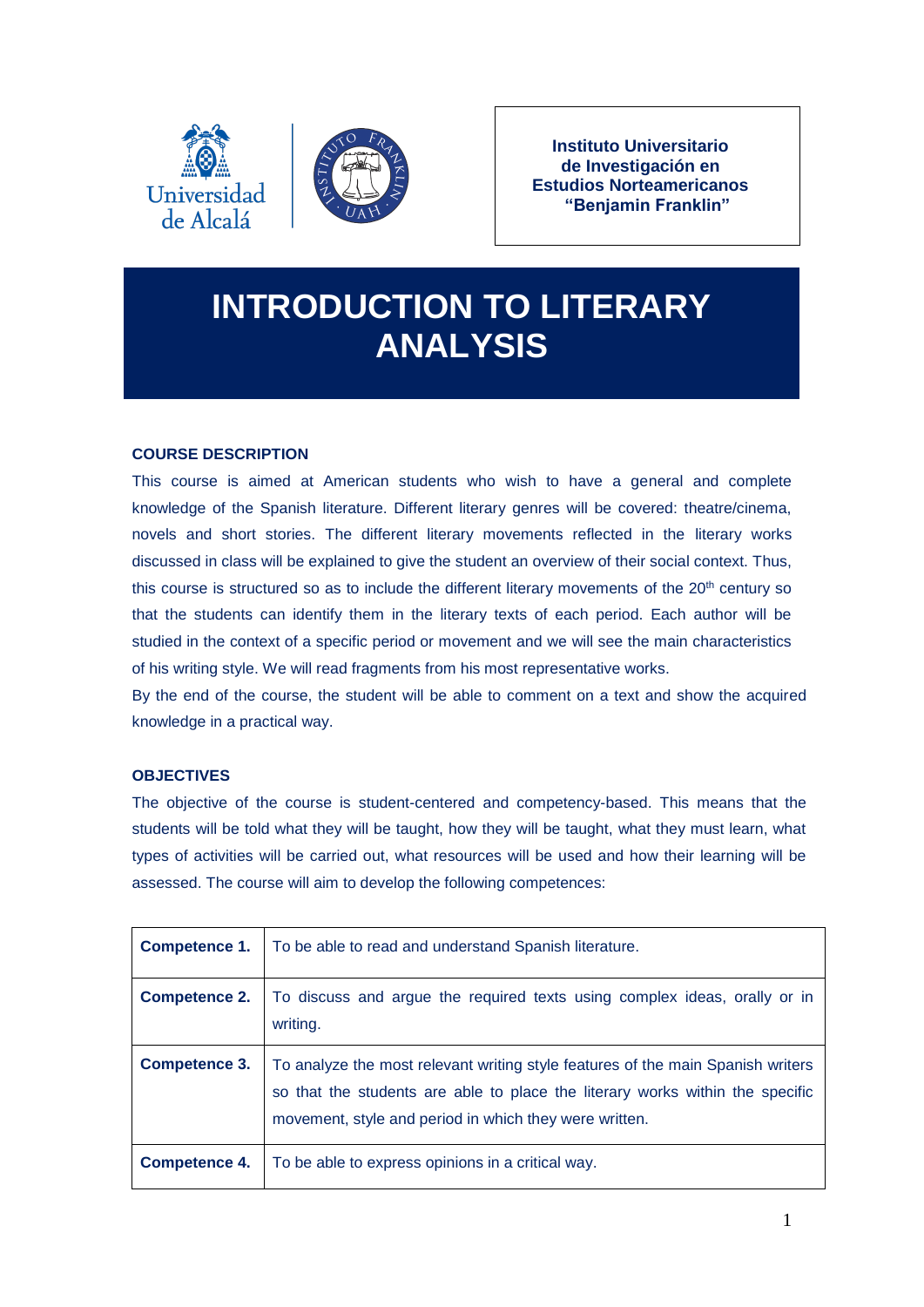**Instituto Universitario de Investigación en Estudios Norteamericanos "Benjamin Franklin"**

# INTRODUCTION TO LITERARY ANALYSIS

## COURSE DESCRIPTION

This course is aimed at American students who wish to have a general and complete knowledge of the Spanish literature. Different literary genres will be covered: theatre/cinema, novels and short stories. The different literary movements reflected in the literary works discussed in class will be explained to give the student an overview of their social context. Thus, this course is structured so as to include the different literary movements of the 20th century so that the students can identify them in the literary texts of each period. Each author will be studied in the context of a specific period or movement and we will see the main characteristics of his writing style. We will read fragments from his most representative works.

By the end of the course, the student will be able to comment on a text and show the acquired knowledge in a practical way.

## OBJECTIVES

The objective of the course is student-centered and competency-based. This means that the students will be told what they will be taught, how they will be taught, what they must learn, what types of activities will be carried out, what resources will be used and how their learning will be assessed. The course will aim to develop the following competences:

| | |
|---|---|
| **Competence 1.** | To be able to read and understand Spanish literature. |
| **Competence 2.** | To discuss and argue the required texts using complex ideas, orally or in writing. |
| **Competence 3.** | To analyze the most relevant writing style features of the main Spanish writers so that the students are able to place the literary works within the specific movement, style and period in which they were written. |
| **Competence 4.** | To be able to express opinions in a critical way. |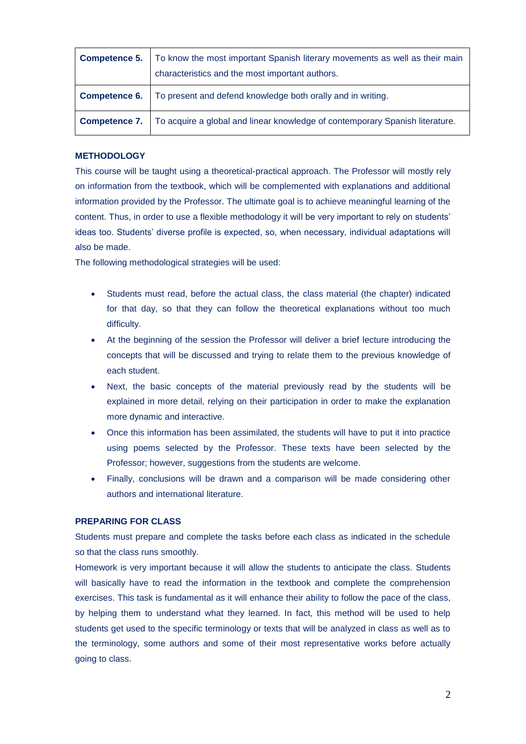| **Competence 5.** | To know the most important Spanish literary movements as well as their main characteristics and the most important authors. |
|---|---|
| **Competence 6.** | To present and defend knowledge both orally and in writing. |
| **Competence 7.** | To acquire a global and linear knowledge of contemporary Spanish literature. |

### METHODOLOGY

This course will be taught using a theoretical-practical approach. The Professor will mostly rely on information from the textbook, which will be complemented with explanations and additional information provided by the Professor. The ultimate goal is to achieve meaningful learning of the content. Thus, in order to use a flexible methodology it will be very important to rely on students' ideas too. Students' diverse profile is expected, so, when necessary, individual adaptations will also be made.

The following methodological strategies will be used:

- Students must read, before the actual class, the class material (the chapter) indicated for that day, so that they can follow the theoretical explanations without too much difficulty.
- At the beginning of the session the Professor will deliver a brief lecture introducing the concepts that will be discussed and trying to relate them to the previous knowledge of each student.
- Next, the basic concepts of the material previously read by the students will be explained in more detail, relying on their participation in order to make the explanation more dynamic and interactive.
- Once this information has been assimilated, the students will have to put it into practice using poems selected by the Professor. These texts have been selected by the Professor; however, suggestions from the students are welcome.
- Finally, conclusions will be drawn and a comparison will be made considering other authors and international literature.

### PREPARING FOR CLASS

Students must prepare and complete the tasks before each class as indicated in the schedule so that the class runs smoothly.

Homework is very important because it will allow the students to anticipate the class. Students will basically have to read the information in the textbook and complete the comprehension exercises. This task is fundamental as it will enhance their ability to follow the pace of the class, by helping them to understand what they learned. In fact, this method will be used to help students get used to the specific terminology or texts that will be analyzed in class as well as to the terminology, some authors and some of their most representative works before actually going to class.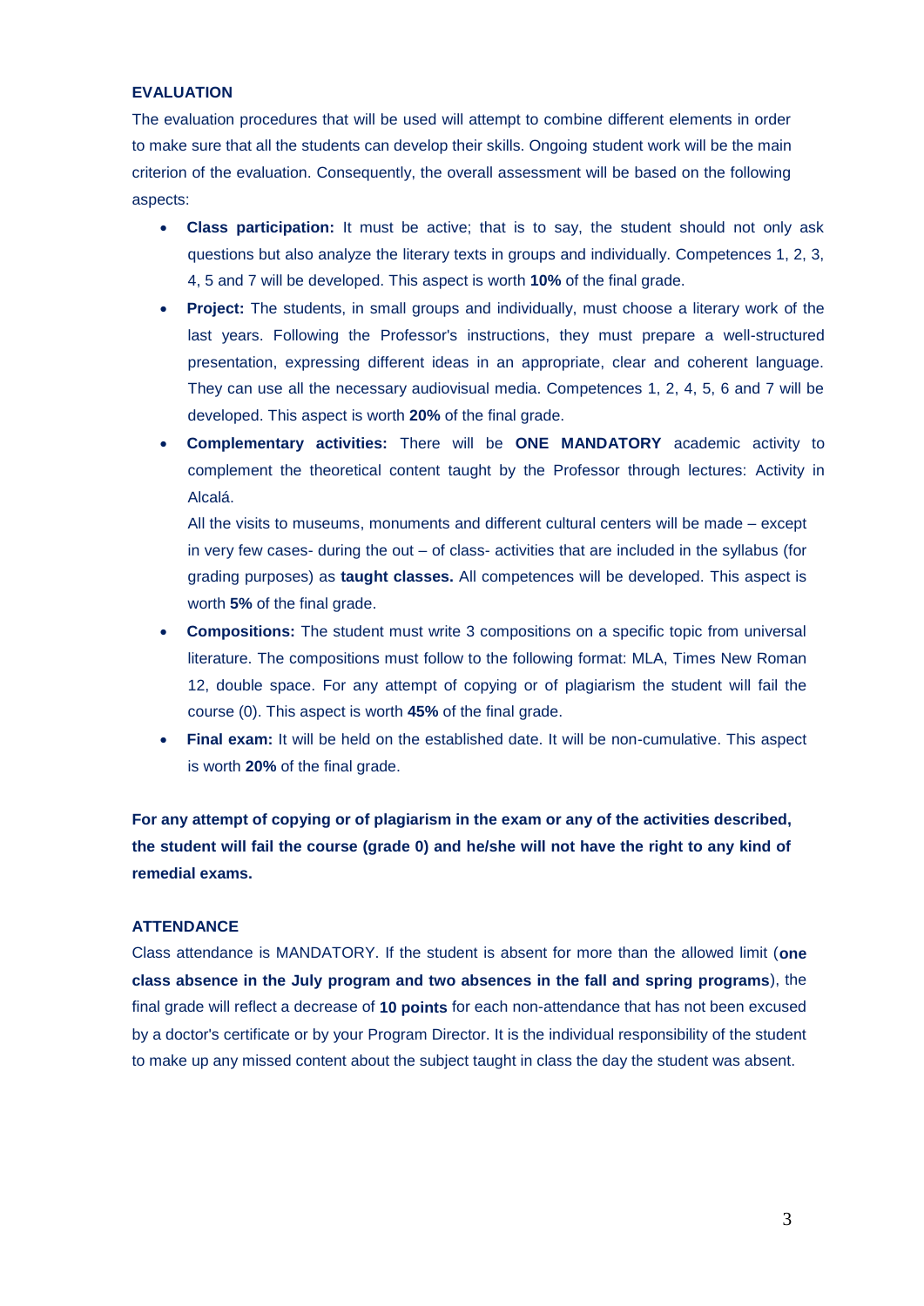## EVALUATION

The evaluation procedures that will be used will attempt to combine different elements in order to make sure that all the students can develop their skills. Ongoing student work will be the main criterion of the evaluation. Consequently, the overall assessment will be based on the following aspects:

- **Class participation:** It must be active; that is to say, the student should not only ask questions but also analyze the literary texts in groups and individually. Competences 1, 2, 3, 4, 5 and 7 will be developed. This aspect is worth **10%** of the final grade.
- **Project:** The students, in small groups and individually, must choose a literary work of the last years. Following the Professor's instructions, they must prepare a well-structured presentation, expressing different ideas in an appropriate, clear and coherent language. They can use all the necessary audiovisual media. Competences 1, 2, 4, 5, 6 and 7 will be developed. This aspect is worth **20%** of the final grade.
- **Complementary activities:** There will be **ONE MANDATORY** academic activity to complement the theoretical content taught by the Professor through lectures: Activity in Alcalá.

  All the visits to museums, monuments and different cultural centers will be made – except in very few cases- during the out – of class- activities that are included in the syllabus (for grading purposes) as **taught classes.** All competences will be developed. This aspect is worth **5%** of the final grade.
- **Compositions:** The student must write 3 compositions on a specific topic from universal literature. The compositions must follow to the following format: MLA, Times New Roman 12, double space. For any attempt of copying or of plagiarism the student will fail the course (0). This aspect is worth **45%** of the final grade.
- **Final exam:** It will be held on the established date. It will be non-cumulative. This aspect is worth **20%** of the final grade.

**For any attempt of copying or of plagiarism in the exam or any of the activities described, the student will fail the course (grade 0) and he/she will not have the right to any kind of remedial exams.**

## ATTENDANCE

Class attendance is MANDATORY. If the student is absent for more than the allowed limit (**one class absence in the July program and two absences in the fall and spring programs**), the final grade will reflect a decrease of **10 points** for each non-attendance that has not been excused by a doctor's certificate or by your Program Director. It is the individual responsibility of the student to make up any missed content about the subject taught in class the day the student was absent.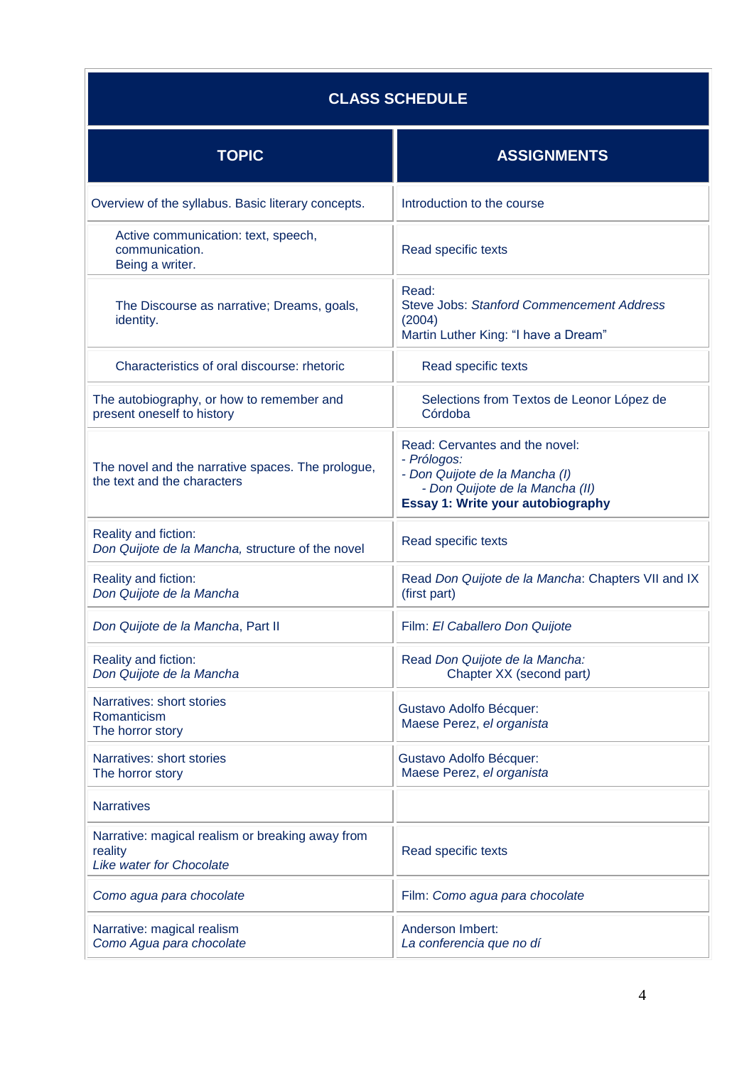| CLASS SCHEDULE | |
|---|---|
| **TOPIC** | **ASSIGNMENTS** |
| Overview of the syllabus. Basic literary concepts. | Introduction to the course |
| Active communication: text, speech, communication.<br>Being a writer. | Read specific texts |
| The Discourse as narrative; Dreams, goals, identity. | Read:<br>Steve Jobs: *Stanford Commencement Address* (2004)<br>Martin Luther King: "I have a Dream" |
| Characteristics of oral discourse: rhetoric | Read specific texts |
| The autobiography, or how to remember and present oneself to history | Selections from Textos de Leonor López de Córdoba |
| The novel and the narrative spaces. The prologue, the text and the characters | Read: Cervantes and the novel:<br>- *Prólogos:*<br>- *Don Quijote de la Mancha (I)*<br>- *Don Quijote de la Mancha (II)*<br>**Essay 1: Write your autobiography** |
| Reality and fiction:<br>*Don Quijote de la Mancha,* structure of the novel | Read specific texts |
| Reality and fiction:<br>*Don Quijote de la Mancha* | Read *Don Quijote de la Mancha*: Chapters VII and IX (first part) |
| *Don Quijote de la Mancha*, Part II | Film: *El Caballero Don Quijote* |
| Reality and fiction:<br>*Don Quijote de la Mancha* | Read *Don Quijote de la Mancha:*<br>Chapter XX (second part) |
| Narratives: short stories<br>Romanticism<br>The horror story | Gustavo Adolfo Bécquer:<br>Maese Perez, *el organista* |
| Narratives: short stories<br>The horror story | Gustavo Adolfo Bécquer:<br>Maese Perez, *el organista* |
| Narratives | |
| Narrative: magical realism or breaking away from reality<br>*Like water for Chocolate* | Read specific texts |
| *Como agua para chocolate* | Film: *Como agua para chocolate* |
| Narrative: magical realism<br>*Como Agua para chocolate* | Anderson Imbert:<br>*La conferencia que no dí* |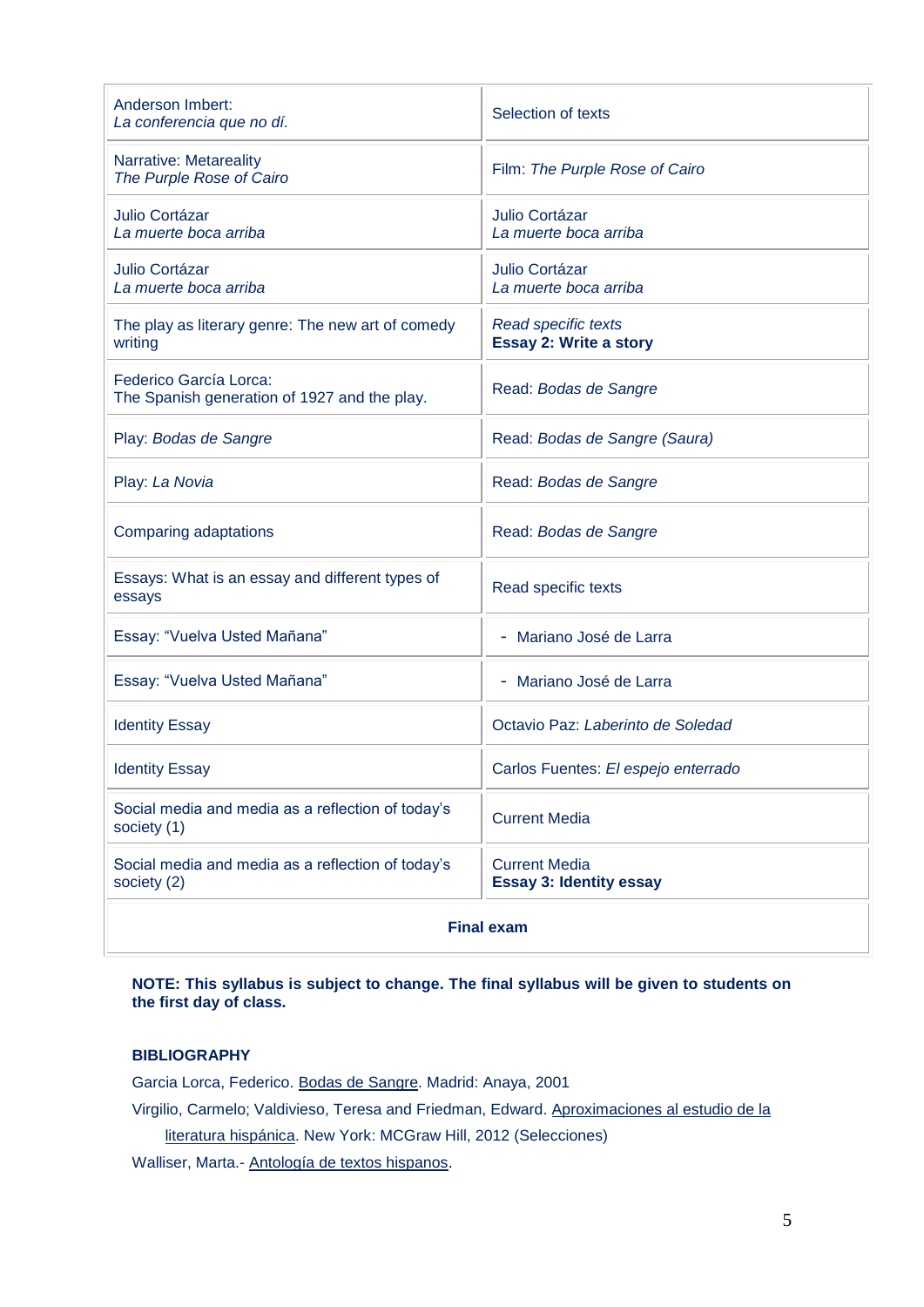| | |
|---|---|
| Anderson Imbert:<br>*La conferencia que no dí.* | Selection of texts |
| Narrative: Metareality<br>*The Purple Rose of Cairo* | Film: *The Purple Rose of Cairo* |
| Julio Cortázar<br>*La muerte boca arriba* | Julio Cortázar<br>*La muerte boca arriba* |
| Julio Cortázar<br>*La muerte boca arriba* | Julio Cortázar<br>*La muerte boca arriba* |
| The play as literary genre: The new art of comedy writing | *Read specific texts*<br>**Essay 2: Write a story** |
| Federico García Lorca:<br>The Spanish generation of 1927 and the play. | Read: *Bodas de Sangre* |
| Play: *Bodas de Sangre* | Read: *Bodas de Sangre (Saura)* |
| Play: *La Novia* | Read: *Bodas de Sangre* |
| Comparing adaptations | Read: *Bodas de Sangre* |
| Essays: What is an essay and different types of essays | Read specific texts |
| Essay: "Vuelva Usted Mañana" | - Mariano José de Larra |
| Essay: "Vuelva Usted Mañana" | - Mariano José de Larra |
| Identity Essay | Octavio Paz: *Laberinto de Soledad* |
| Identity Essay | Carlos Fuentes: *El espejo enterrado* |
| Social media and media as a reflection of today's society (1) | Current Media |
| Social media and media as a reflection of today's society (2) | Current Media<br>**Essay 3: Identity essay** |
| **Final exam** | |

**NOTE: This syllabus is subject to change. The final syllabus will be given to students on the first day of class.**

**BIBLIOGRAPHY**

Garcia Lorca, Federico. Bodas de Sangre. Madrid: Anaya, 2001

Virgilio, Carmelo; Valdivieso, Teresa and Friedman, Edward. Aproximaciones al estudio de la literatura hispánica. New York: MCGraw Hill, 2012 (Selecciones)

Walliser, Marta.- Antología de textos hispanos.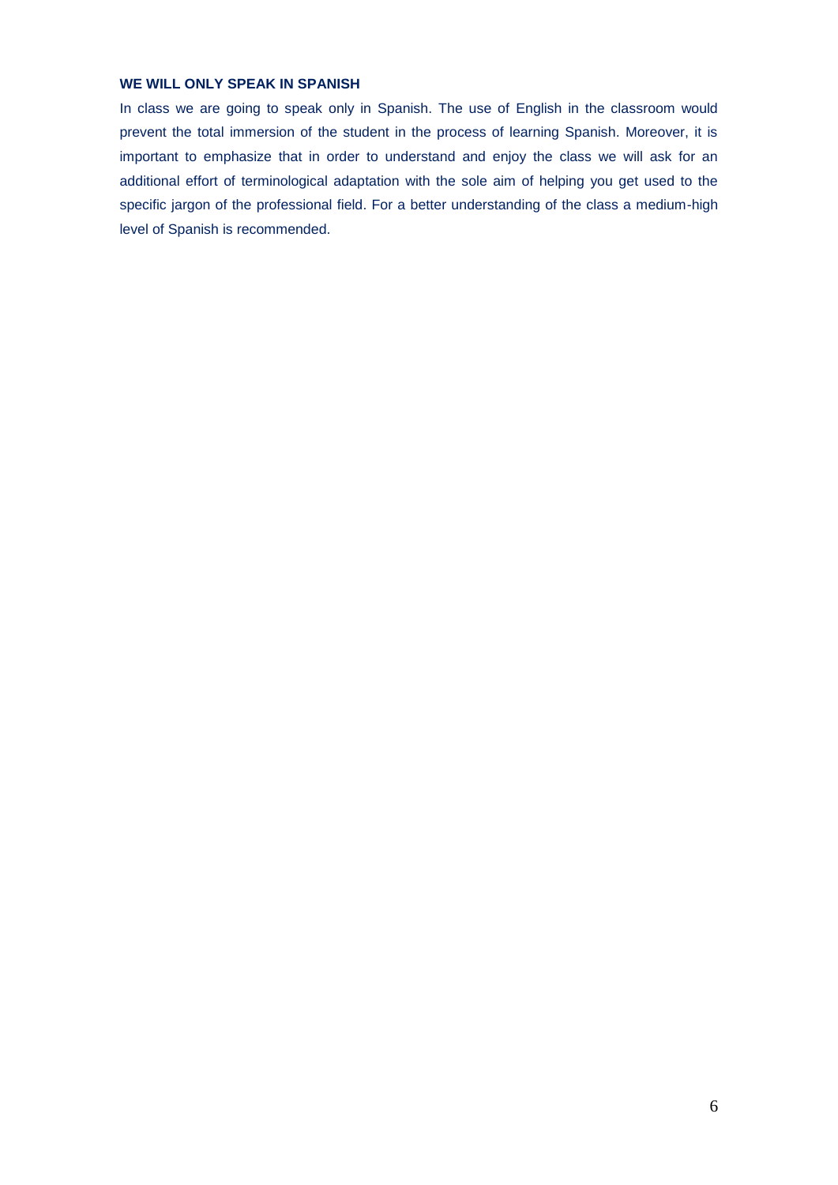**WE WILL ONLY SPEAK IN SPANISH**

In class we are going to speak only in Spanish. The use of English in the classroom would prevent the total immersion of the student in the process of learning Spanish. Moreover, it is important to emphasize that in order to understand and enjoy the class we will ask for an additional effort of terminological adaptation with the sole aim of helping you get used to the specific jargon of the professional field. For a better understanding of the class a medium-high level of Spanish is recommended.